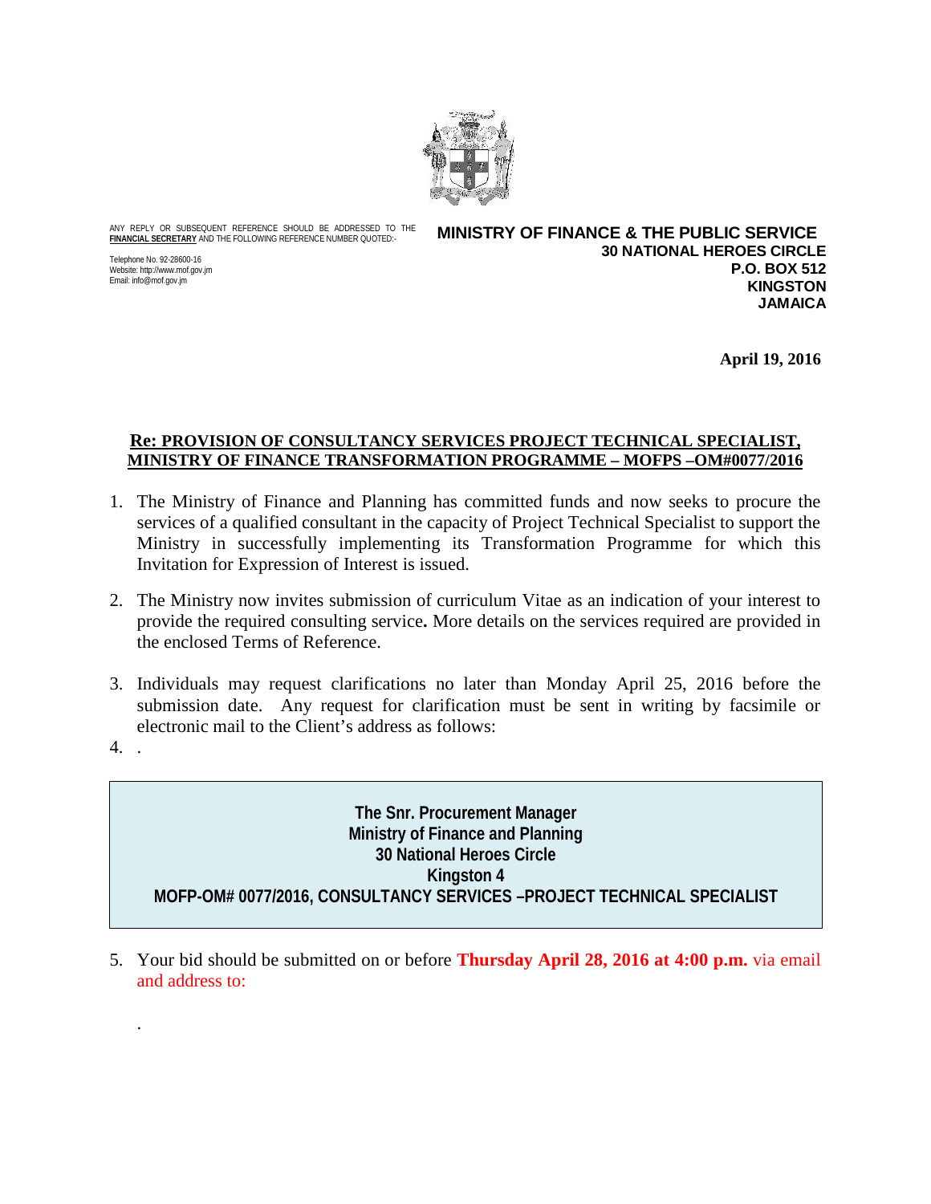ANY REPLY OR SUBSEQUENT REFERENCE SHOULD BE ADDRESSED TO THE **FINANCIAL SECRETARY** AND THE FOLLOWING REFERENCE NUMBER QUOTED:-

Telephone No. 92-28600-16
Website: http://www.mof.gov.jm
Email: info@mof.gov.jm

**MINISTRY OF FINANCE & THE PUBLIC SERVICE**
**30 NATIONAL HEROES CIRCLE**
**P.O. BOX 512**
**KINGSTON**
**JAMAICA**

**April 19, 2016**

**Re: PROVISION OF CONSULTANCY SERVICES PROJECT TECHNICAL SPECIALIST, MINISTRY OF FINANCE TRANSFORMATION PROGRAMME – MOFPS –OM#0077/2016**

1. The Ministry of Finance and Planning has committed funds and now seeks to procure the services of a qualified consultant in the capacity of Project Technical Specialist to support the Ministry in successfully implementing its Transformation Programme for which this Invitation for Expression of Interest is issued.

2. The Ministry now invites submission of curriculum Vitae as an indication of your interest to provide the required consulting service**.** More details on the services required are provided in the enclosed Terms of Reference.

3. Individuals may request clarifications no later than Monday April 25, 2016 before the submission date. Any request for clarification must be sent in writing by facsimile or electronic mail to the Client's address as follows:

4. .

**The Snr. Procurement Manager**
**Ministry of Finance and Planning**
**30 National Heroes Circle**
**Kingston 4**
**MOFP-OM# 0077/2016, CONSULTANCY SERVICES –PROJECT TECHNICAL SPECIALIST**

5. Your bid should be submitted on or before **Thursday April 28, 2016 at 4:00 p.m.** via email and address to:

.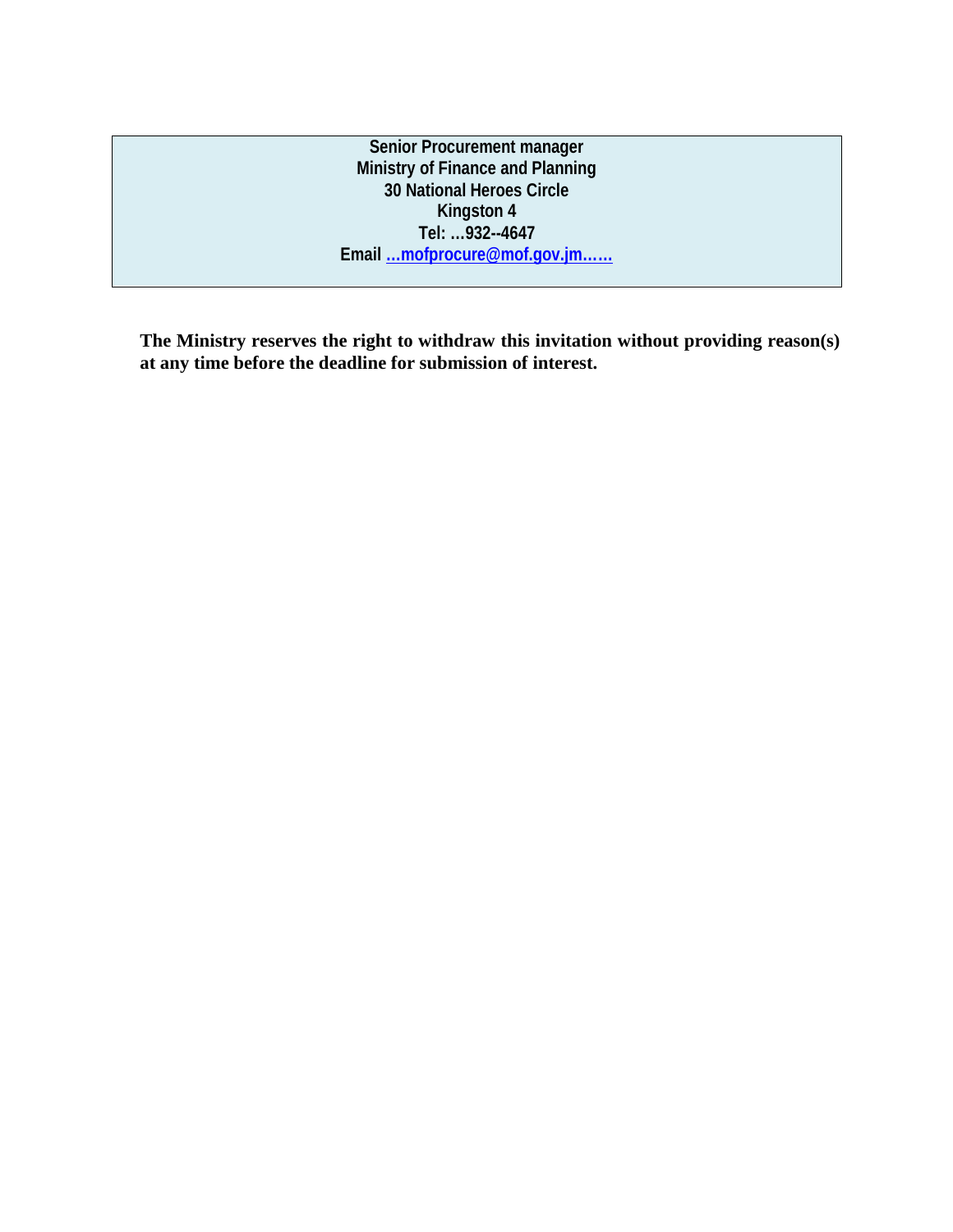**Senior Procurement manager**
**Ministry of Finance and Planning**
**30 National Heroes Circle**
**Kingston 4**
**Tel: …932--4647**
**Email …mofprocure@mof.gov.jm……**

**The Ministry reserves the right to withdraw this invitation without providing reason(s) at any time before the deadline for submission of interest.**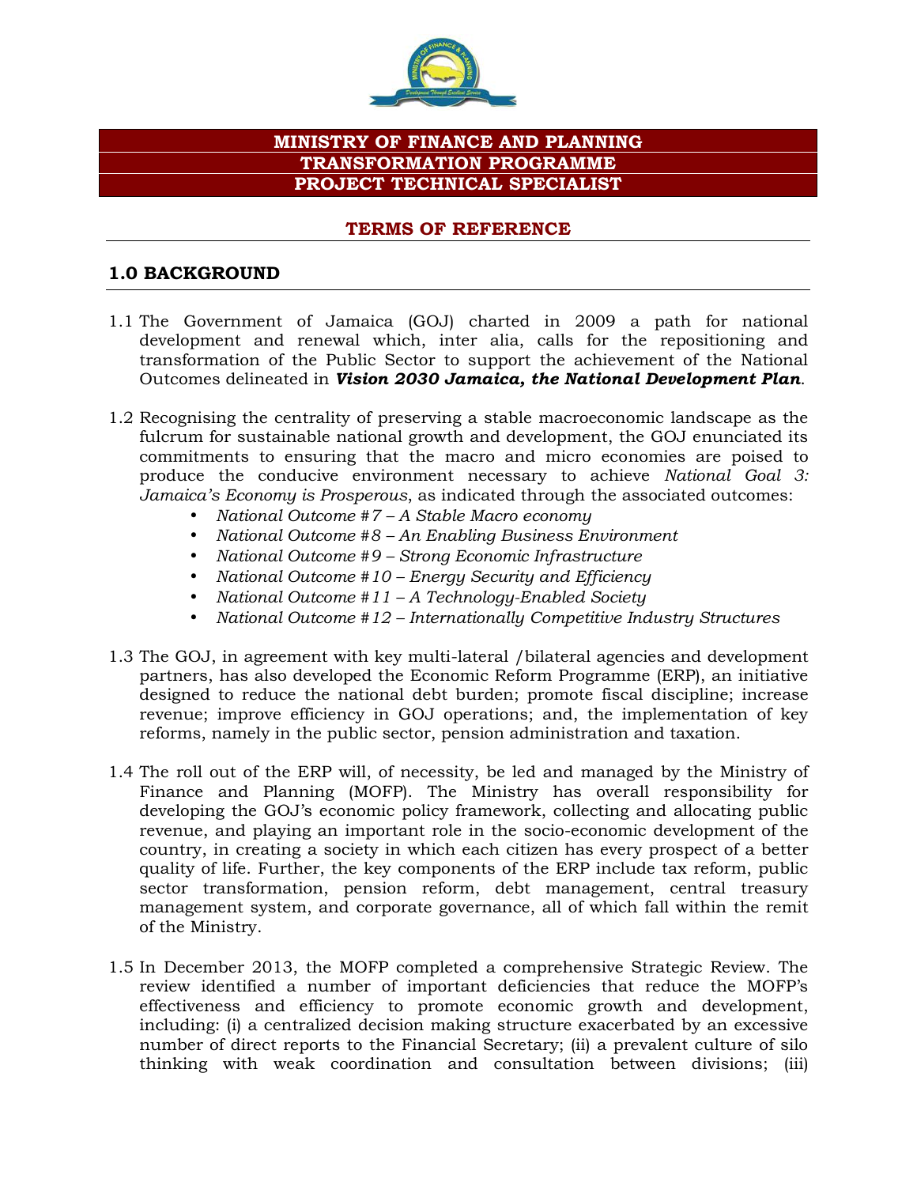# MINISTRY OF FINANCE AND PLANNING
# TRANSFORMATION PROGRAMME
# PROJECT TECHNICAL SPECIALIST

## TERMS OF REFERENCE

## 1.0 BACKGROUND

1.1 The Government of Jamaica (GOJ) charted in 2009 a path for national development and renewal which, inter alia, calls for the repositioning and transformation of the Public Sector to support the achievement of the National Outcomes delineated in ***Vision 2030 Jamaica, the National Development Plan***.

1.2 Recognising the centrality of preserving a stable macroeconomic landscape as the fulcrum for sustainable national growth and development, the GOJ enunciated its commitments to ensuring that the macro and micro economies are poised to produce the conducive environment necessary to achieve *National Goal 3: Jamaica's Economy is Prosperous*, as indicated through the associated outcomes:

- *National Outcome #7 – A Stable Macro economy*
- *National Outcome #8 – An Enabling Business Environment*
- *National Outcome #9 – Strong Economic Infrastructure*
- *National Outcome #10 – Energy Security and Efficiency*
- *National Outcome #11 – A Technology-Enabled Society*
- *National Outcome #12 – Internationally Competitive Industry Structures*

1.3 The GOJ, in agreement with key multi-lateral /bilateral agencies and development partners, has also developed the Economic Reform Programme (ERP), an initiative designed to reduce the national debt burden; promote fiscal discipline; increase revenue; improve efficiency in GOJ operations; and, the implementation of key reforms, namely in the public sector, pension administration and taxation.

1.4 The roll out of the ERP will, of necessity, be led and managed by the Ministry of Finance and Planning (MOFP). The Ministry has overall responsibility for developing the GOJ's economic policy framework, collecting and allocating public revenue, and playing an important role in the socio-economic development of the country, in creating a society in which each citizen has every prospect of a better quality of life. Further, the key components of the ERP include tax reform, public sector transformation, pension reform, debt management, central treasury management system, and corporate governance, all of which fall within the remit of the Ministry.

1.5 In December 2013, the MOFP completed a comprehensive Strategic Review. The review identified a number of important deficiencies that reduce the MOFP's effectiveness and efficiency to promote economic growth and development, including: (i) a centralized decision making structure exacerbated by an excessive number of direct reports to the Financial Secretary; (ii) a prevalent culture of silo thinking with weak coordination and consultation between divisions; (iii)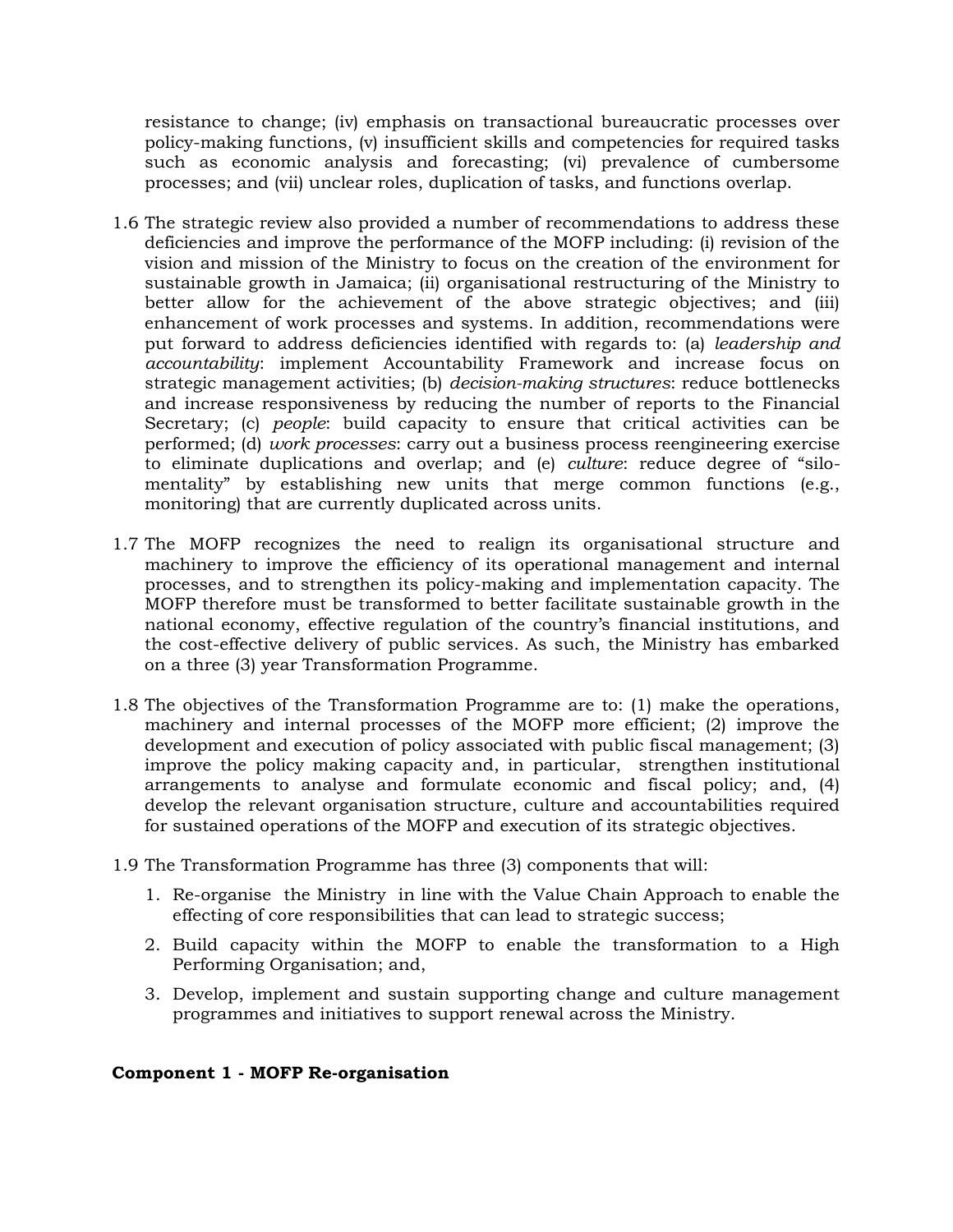resistance to change; (iv) emphasis on transactional bureaucratic processes over policy-making functions, (v) insufficient skills and competencies for required tasks such as economic analysis and forecasting; (vi) prevalence of cumbersome processes; and (vii) unclear roles, duplication of tasks, and functions overlap.

1.6 The strategic review also provided a number of recommendations to address these deficiencies and improve the performance of the MOFP including: (i) revision of the vision and mission of the Ministry to focus on the creation of the environment for sustainable growth in Jamaica; (ii) organisational restructuring of the Ministry to better allow for the achievement of the above strategic objectives; and (iii) enhancement of work processes and systems. In addition, recommendations were put forward to address deficiencies identified with regards to: (a) *leadership and accountability*: implement Accountability Framework and increase focus on strategic management activities; (b) *decision-making structures*: reduce bottlenecks and increase responsiveness by reducing the number of reports to the Financial Secretary; (c) *people*: build capacity to ensure that critical activities can be performed; (d) *work processes*: carry out a business process reengineering exercise to eliminate duplications and overlap; and (e) *culture*: reduce degree of "silo-mentality" by establishing new units that merge common functions (e.g., monitoring) that are currently duplicated across units.

1.7 The MOFP recognizes the need to realign its organisational structure and machinery to improve the efficiency of its operational management and internal processes, and to strengthen its policy-making and implementation capacity. The MOFP therefore must be transformed to better facilitate sustainable growth in the national economy, effective regulation of the country's financial institutions, and the cost-effective delivery of public services. As such, the Ministry has embarked on a three (3) year Transformation Programme.

1.8 The objectives of the Transformation Programme are to: (1) make the operations, machinery and internal processes of the MOFP more efficient; (2) improve the development and execution of policy associated with public fiscal management; (3) improve the policy making capacity and, in particular, strengthen institutional arrangements to analyse and formulate economic and fiscal policy; and, (4) develop the relevant organisation structure, culture and accountabilities required for sustained operations of the MOFP and execution of its strategic objectives.

1.9 The Transformation Programme has three (3) components that will:

1. Re-organise the Ministry in line with the Value Chain Approach to enable the effecting of core responsibilities that can lead to strategic success;
2. Build capacity within the MOFP to enable the transformation to a High Performing Organisation; and,
3. Develop, implement and sustain supporting change and culture management programmes and initiatives to support renewal across the Ministry.

**Component 1 - MOFP Re-organisation**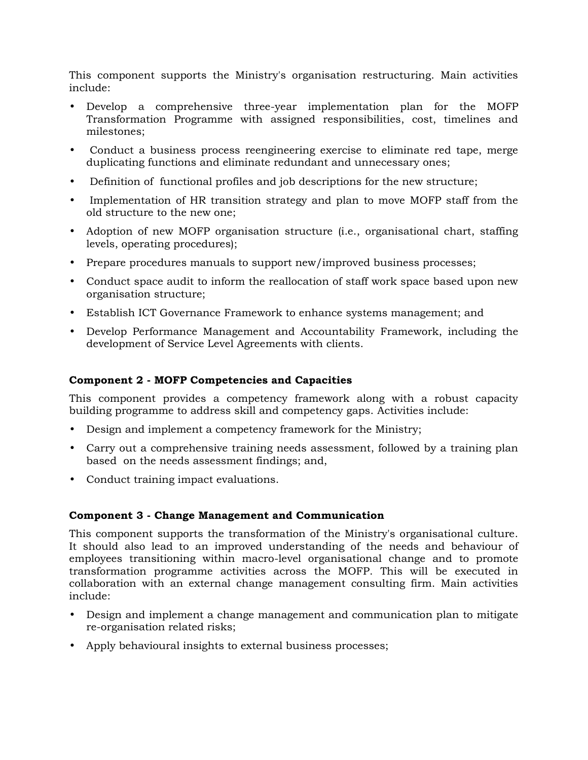This component supports the Ministry's organisation restructuring. Main activities include:

- Develop a comprehensive three-year implementation plan for the MOFP Transformation Programme with assigned responsibilities, cost, timelines and milestones;
- Conduct a business process reengineering exercise to eliminate red tape, merge duplicating functions and eliminate redundant and unnecessary ones;
- Definition of functional profiles and job descriptions for the new structure;
- Implementation of HR transition strategy and plan to move MOFP staff from the old structure to the new one;
- Adoption of new MOFP organisation structure (i.e., organisational chart, staffing levels, operating procedures);
- Prepare procedures manuals to support new/improved business processes;
- Conduct space audit to inform the reallocation of staff work space based upon new organisation structure;
- Establish ICT Governance Framework to enhance systems management; and
- Develop Performance Management and Accountability Framework, including the development of Service Level Agreements with clients.

**Component 2 - MOFP Competencies and Capacities**

This component provides a competency framework along with a robust capacity building programme to address skill and competency gaps. Activities include:

- Design and implement a competency framework for the Ministry;
- Carry out a comprehensive training needs assessment, followed by a training plan based on the needs assessment findings; and,
- Conduct training impact evaluations.

**Component 3 - Change Management and Communication**

This component supports the transformation of the Ministry's organisational culture. It should also lead to an improved understanding of the needs and behaviour of employees transitioning within macro-level organisational change and to promote transformation programme activities across the MOFP. This will be executed in collaboration with an external change management consulting firm. Main activities include:

- Design and implement a change management and communication plan to mitigate re-organisation related risks;
- Apply behavioural insights to external business processes;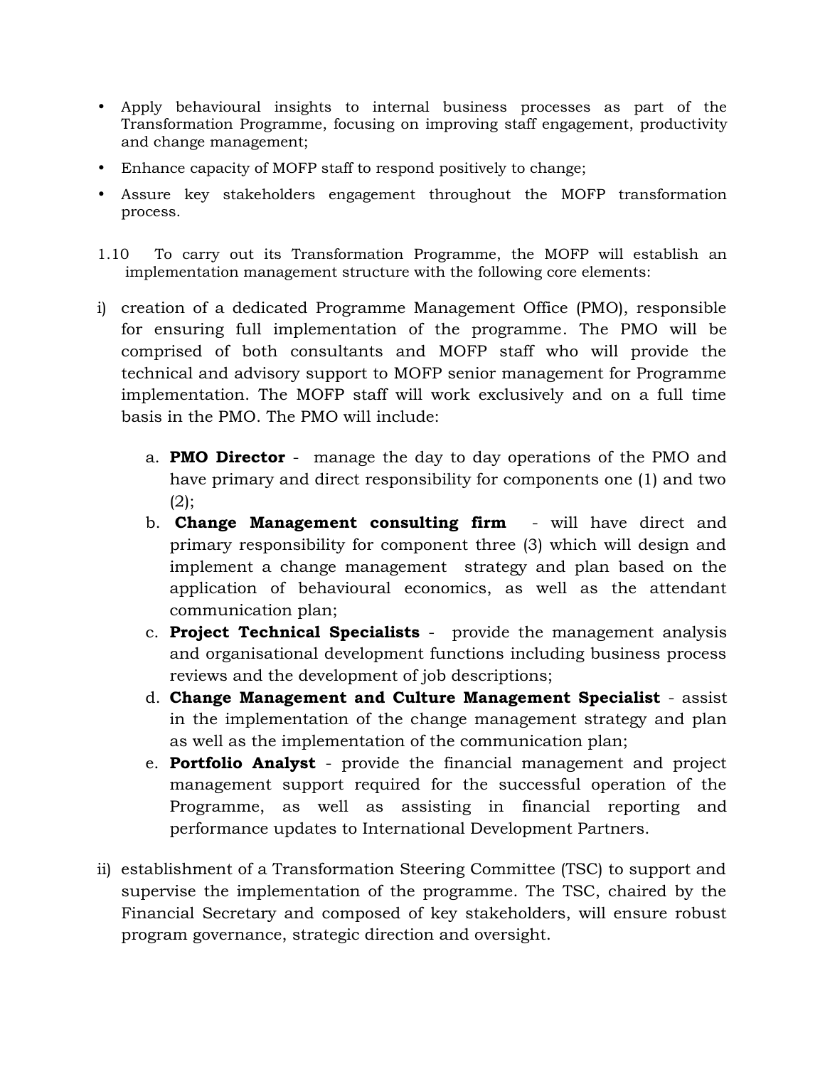- Apply behavioural insights to internal business processes as part of the Transformation Programme, focusing on improving staff engagement, productivity and change management;
- Enhance capacity of MOFP staff to respond positively to change;
- Assure key stakeholders engagement throughout the MOFP transformation process.

1.10 To carry out its Transformation Programme, the MOFP will establish an implementation management structure with the following core elements:

i) creation of a dedicated Programme Management Office (PMO), responsible for ensuring full implementation of the programme. The PMO will be comprised of both consultants and MOFP staff who will provide the technical and advisory support to MOFP senior management for Programme implementation. The MOFP staff will work exclusively and on a full time basis in the PMO. The PMO will include:

   a. **PMO Director** - manage the day to day operations of the PMO and have primary and direct responsibility for components one (1) and two (2);
   b. **Change Management consulting firm** - will have direct and primary responsibility for component three (3) which will design and implement a change management strategy and plan based on the application of behavioural economics, as well as the attendant communication plan;
   c. **Project Technical Specialists** - provide the management analysis and organisational development functions including business process reviews and the development of job descriptions;
   d. **Change Management and Culture Management Specialist** - assist in the implementation of the change management strategy and plan as well as the implementation of the communication plan;
   e. **Portfolio Analyst** - provide the financial management and project management support required for the successful operation of the Programme, as well as assisting in financial reporting and performance updates to International Development Partners.

ii) establishment of a Transformation Steering Committee (TSC) to support and supervise the implementation of the programme. The TSC, chaired by the Financial Secretary and composed of key stakeholders, will ensure robust program governance, strategic direction and oversight.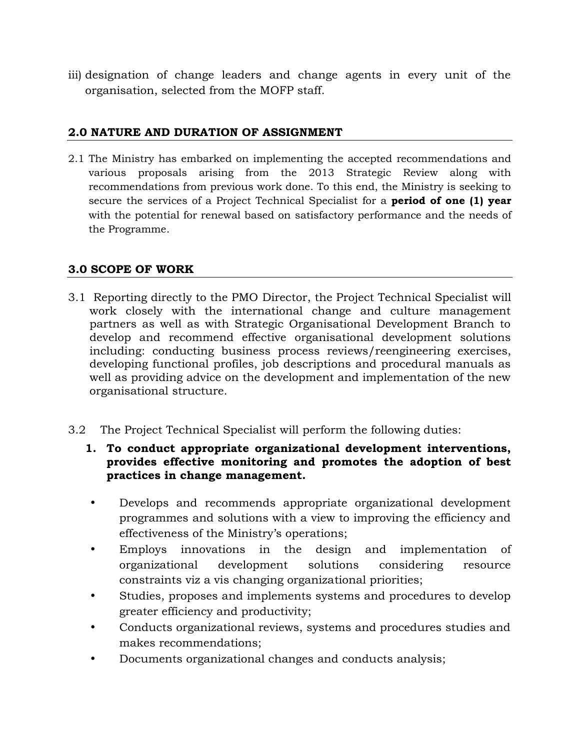iii) designation of change leaders and change agents in every unit of the organisation, selected from the MOFP staff.

## 2.0 NATURE AND DURATION OF ASSIGNMENT

2.1 The Ministry has embarked on implementing the accepted recommendations and various proposals arising from the 2013 Strategic Review along with recommendations from previous work done. To this end, the Ministry is seeking to secure the services of a Project Technical Specialist for a **period of one (1) year** with the potential for renewal based on satisfactory performance and the needs of the Programme.

## 3.0 SCOPE OF WORK

3.1 Reporting directly to the PMO Director, the Project Technical Specialist will work closely with the international change and culture management partners as well as with Strategic Organisational Development Branch to develop and recommend effective organisational development solutions including: conducting business process reviews/reengineering exercises, developing functional profiles, job descriptions and procedural manuals as well as providing advice on the development and implementation of the new organisational structure.

3.2 The Project Technical Specialist will perform the following duties:

1. **To conduct appropriate organizational development interventions, provides effective monitoring and promotes the adoption of best practices in change management.**

- Develops and recommends appropriate organizational development programmes and solutions with a view to improving the efficiency and effectiveness of the Ministry's operations;
- Employs innovations in the design and implementation of organizational development solutions considering resource constraints viz a vis changing organizational priorities;
- Studies, proposes and implements systems and procedures to develop greater efficiency and productivity;
- Conducts organizational reviews, systems and procedures studies and makes recommendations;
- Documents organizational changes and conducts analysis;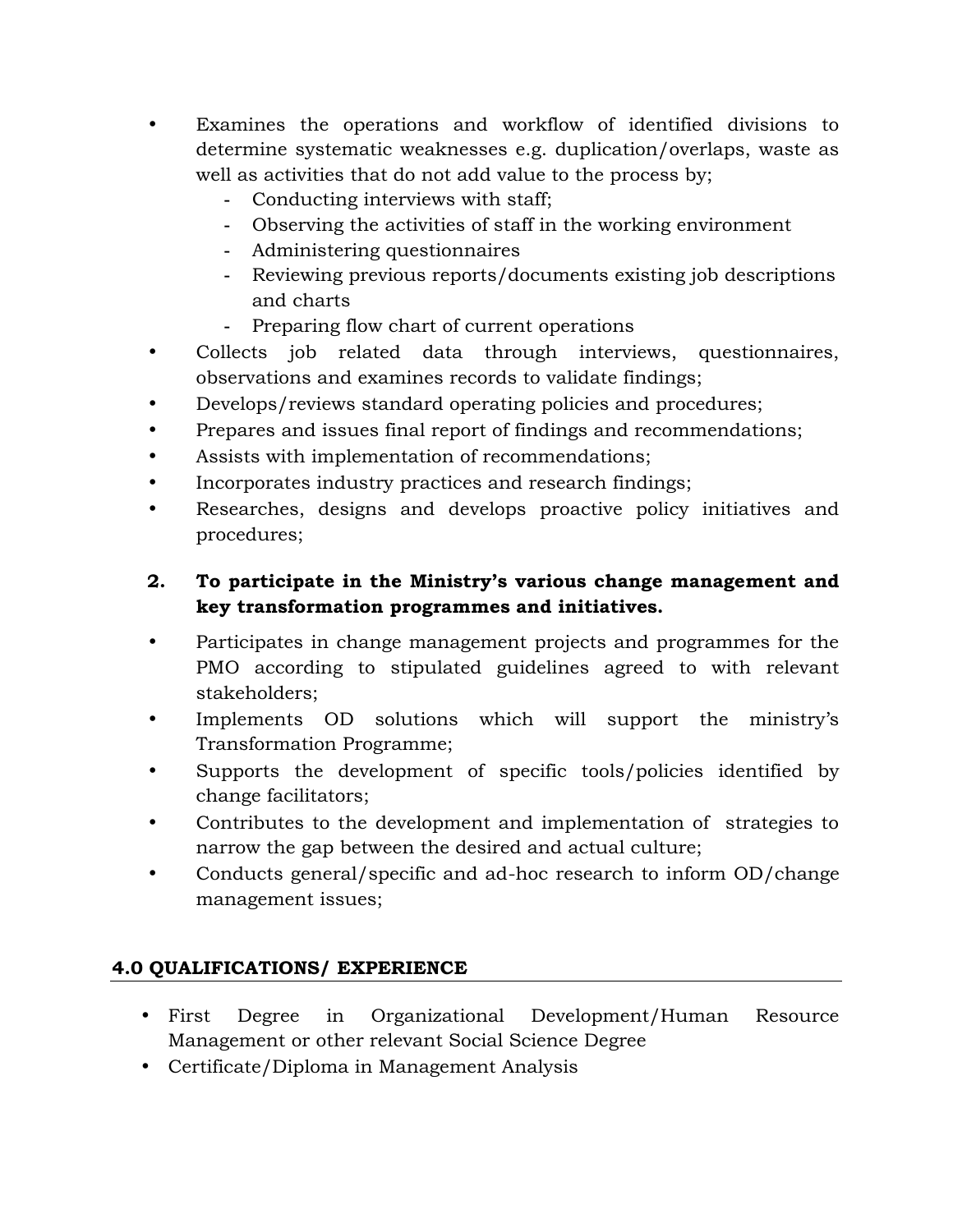- Examines the operations and workflow of identified divisions to determine systematic weaknesses e.g. duplication/overlaps, waste as well as activities that do not add value to the process by;
    - Conducting interviews with staff;
    - Observing the activities of staff in the working environment
    - Administering questionnaires
    - Reviewing previous reports/documents existing job descriptions and charts
    - Preparing flow chart of current operations
- Collects job related data through interviews, questionnaires, observations and examines records to validate findings;
- Develops/reviews standard operating policies and procedures;
- Prepares and issues final report of findings and recommendations;
- Assists with implementation of recommendations;
- Incorporates industry practices and research findings;
- Researches, designs and develops proactive policy initiatives and procedures;

**2. To participate in the Ministry's various change management and key transformation programmes and initiatives.**

- Participates in change management projects and programmes for the PMO according to stipulated guidelines agreed to with relevant stakeholders;
- Implements OD solutions which will support the ministry's Transformation Programme;
- Supports the development of specific tools/policies identified by change facilitators;
- Contributes to the development and implementation of strategies to narrow the gap between the desired and actual culture;
- Conducts general/specific and ad-hoc research to inform OD/change management issues;

## 4.0 QUALIFICATIONS/ EXPERIENCE

- First Degree in Organizational Development/Human Resource Management or other relevant Social Science Degree
- Certificate/Diploma in Management Analysis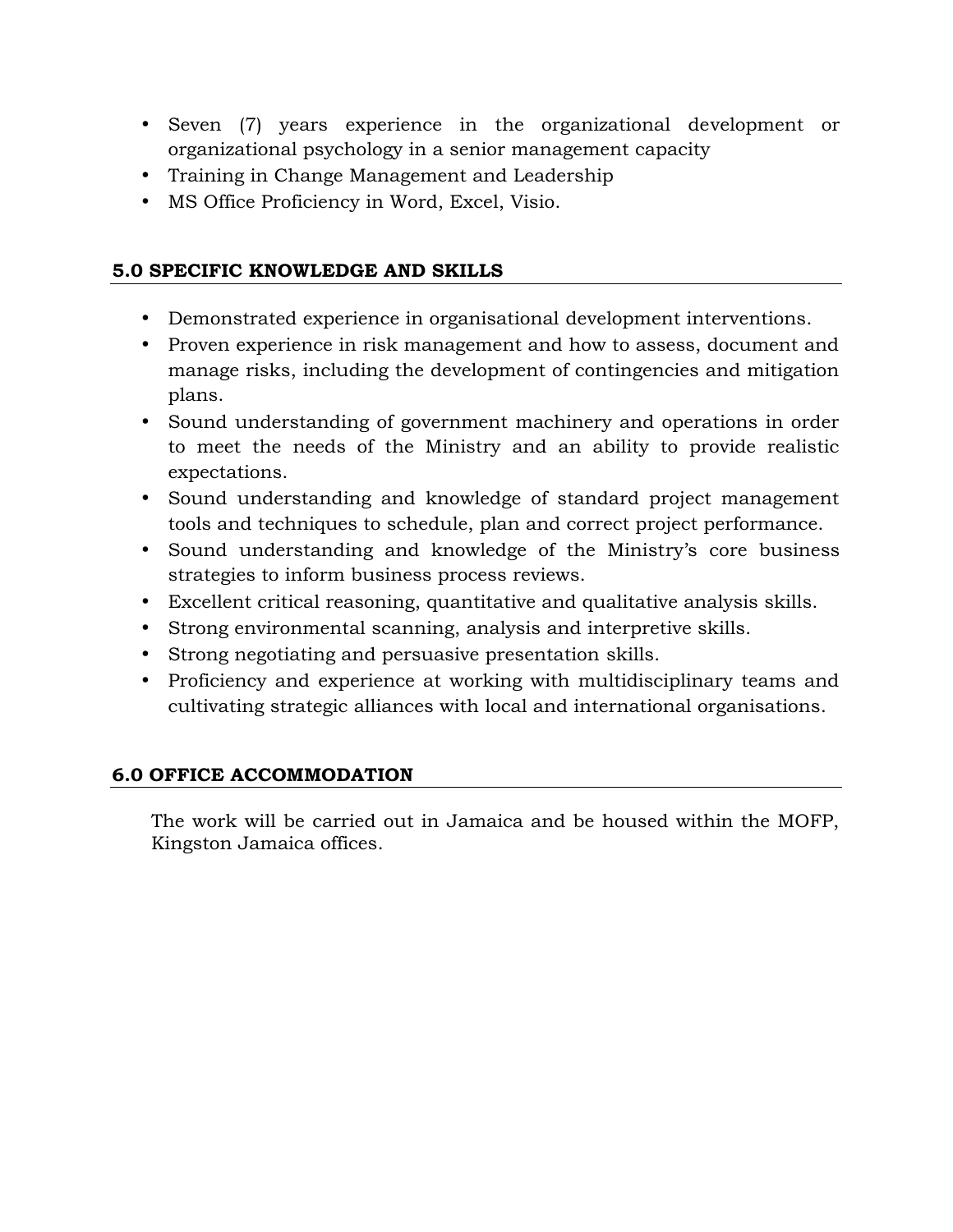- Seven (7) years experience in the organizational development or organizational psychology in a senior management capacity
- Training in Change Management and Leadership
- MS Office Proficiency in Word, Excel, Visio.

## 5.0 SPECIFIC KNOWLEDGE AND SKILLS

- Demonstrated experience in organisational development interventions.
- Proven experience in risk management and how to assess, document and manage risks, including the development of contingencies and mitigation plans.
- Sound understanding of government machinery and operations in order to meet the needs of the Ministry and an ability to provide realistic expectations.
- Sound understanding and knowledge of standard project management tools and techniques to schedule, plan and correct project performance.
- Sound understanding and knowledge of the Ministry's core business strategies to inform business process reviews.
- Excellent critical reasoning, quantitative and qualitative analysis skills.
- Strong environmental scanning, analysis and interpretive skills.
- Strong negotiating and persuasive presentation skills.
- Proficiency and experience at working with multidisciplinary teams and cultivating strategic alliances with local and international organisations.

## 6.0 OFFICE ACCOMMODATION

The work will be carried out in Jamaica and be housed within the MOFP, Kingston Jamaica offices.